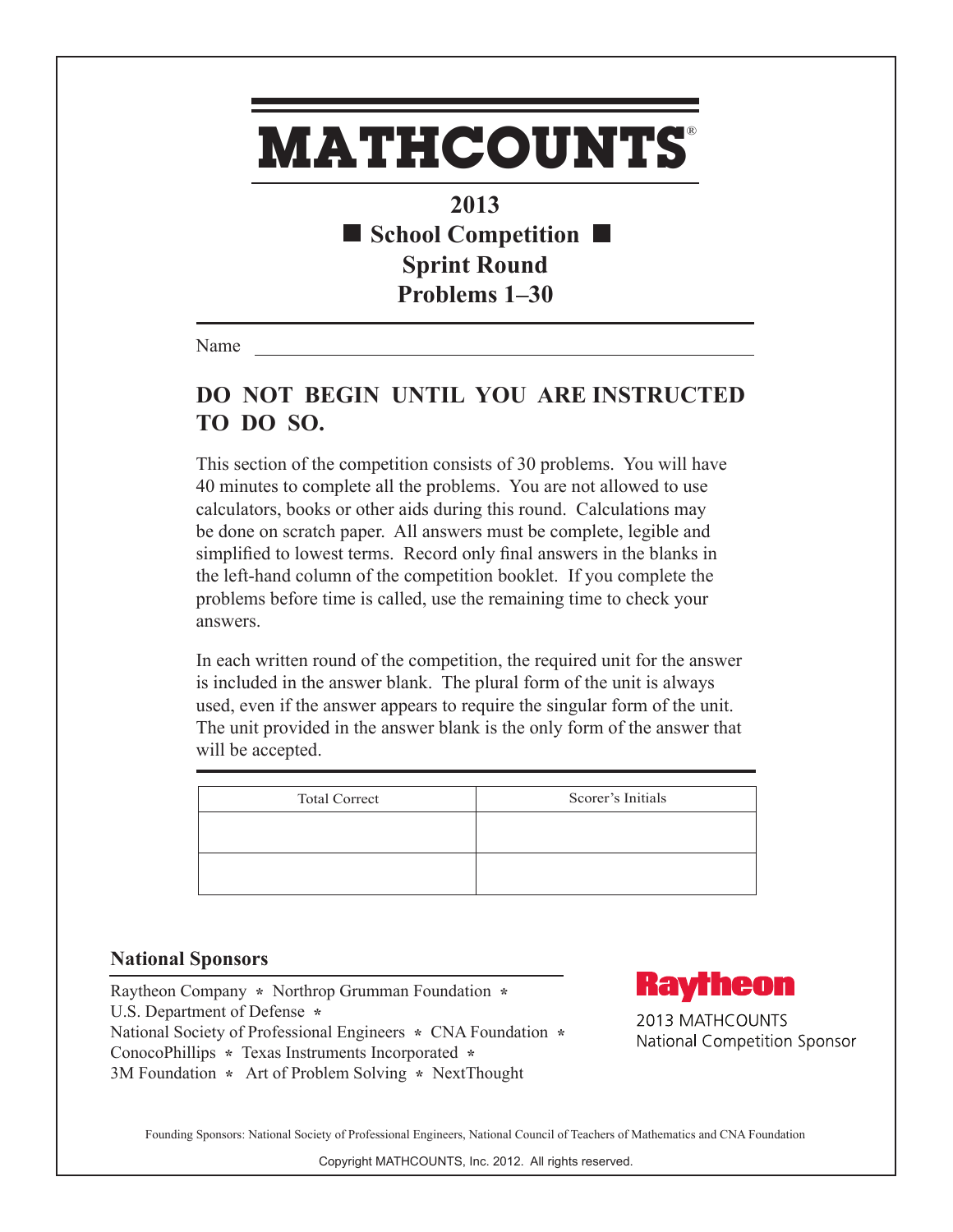# MATHCOUNTS®

## 2013
## ■ School Competition ■
## Sprint Round
## Problems 1–30

Name ______________________________

**DO NOT BEGIN UNTIL YOU ARE INSTRUCTED TO DO SO.**

This section of the competition consists of 30 problems. You will have 40 minutes to complete all the problems. You are not allowed to use calculators, books or other aids during this round. Calculations may be done on scratch paper. All answers must be complete, legible and simplified to lowest terms. Record only final answers in the blanks in the left-hand column of the competition booklet. If you complete the problems before time is called, use the remaining time to check your answers.

In each written round of the competition, the required unit for the answer is included in the answer blank. The plural form of the unit is always used, even if the answer appears to require the singular form of the unit. The unit provided in the answer blank is the only form of the answer that will be accepted.

| Total Correct | Scorer's Initials |
| --- | --- |
| | |
| | |

**National Sponsors**

Raytheon Company * Northrop Grumman Foundation *
U.S. Department of Defense *
National Society of Professional Engineers * CNA Foundation *
ConocoPhillips * Texas Instruments Incorporated *
3M Foundation * Art of Problem Solving * NextThought

Raytheon
2013 MATHCOUNTS
National Competition Sponsor

Founding Sponsors: National Society of Professional Engineers, National Council of Teachers of Mathematics and CNA Foundation

Copyright MATHCOUNTS, Inc. 2012. All rights reserved.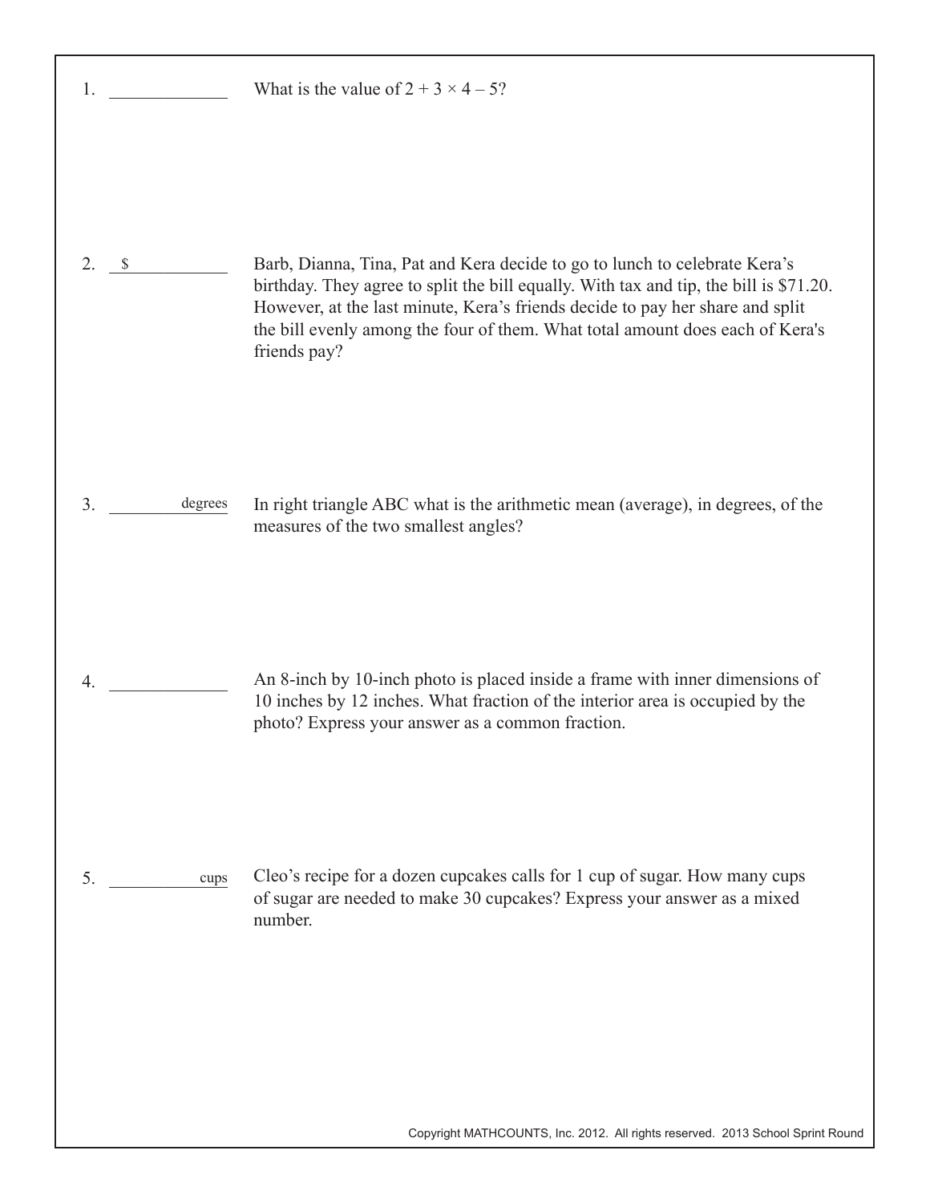1. ______________ What is the value of $2 + 3 \times 4 - 5$?

2. $ ______________ Barb, Dianna, Tina, Pat and Kera decide to go to lunch to celebrate Kera's birthday. They agree to split the bill equally. With tax and tip, the bill is $71.20. However, at the last minute, Kera's friends decide to pay her share and split the bill evenly among the four of them. What total amount does each of Kera's friends pay?

3. ______________ degrees In right triangle ABC what is the arithmetic mean (average), in degrees, of the measures of the two smallest angles?

4. ______________ An 8-inch by 10-inch photo is placed inside a frame with inner dimensions of 10 inches by 12 inches. What fraction of the interior area is occupied by the photo? Express your answer as a common fraction.

5. ______________ cups Cleo's recipe for a dozen cupcakes calls for 1 cup of sugar. How many cups of sugar are needed to make 30 cupcakes? Express your answer as a mixed number.

Copyright MATHCOUNTS, Inc. 2012. All rights reserved. 2013 School Sprint Round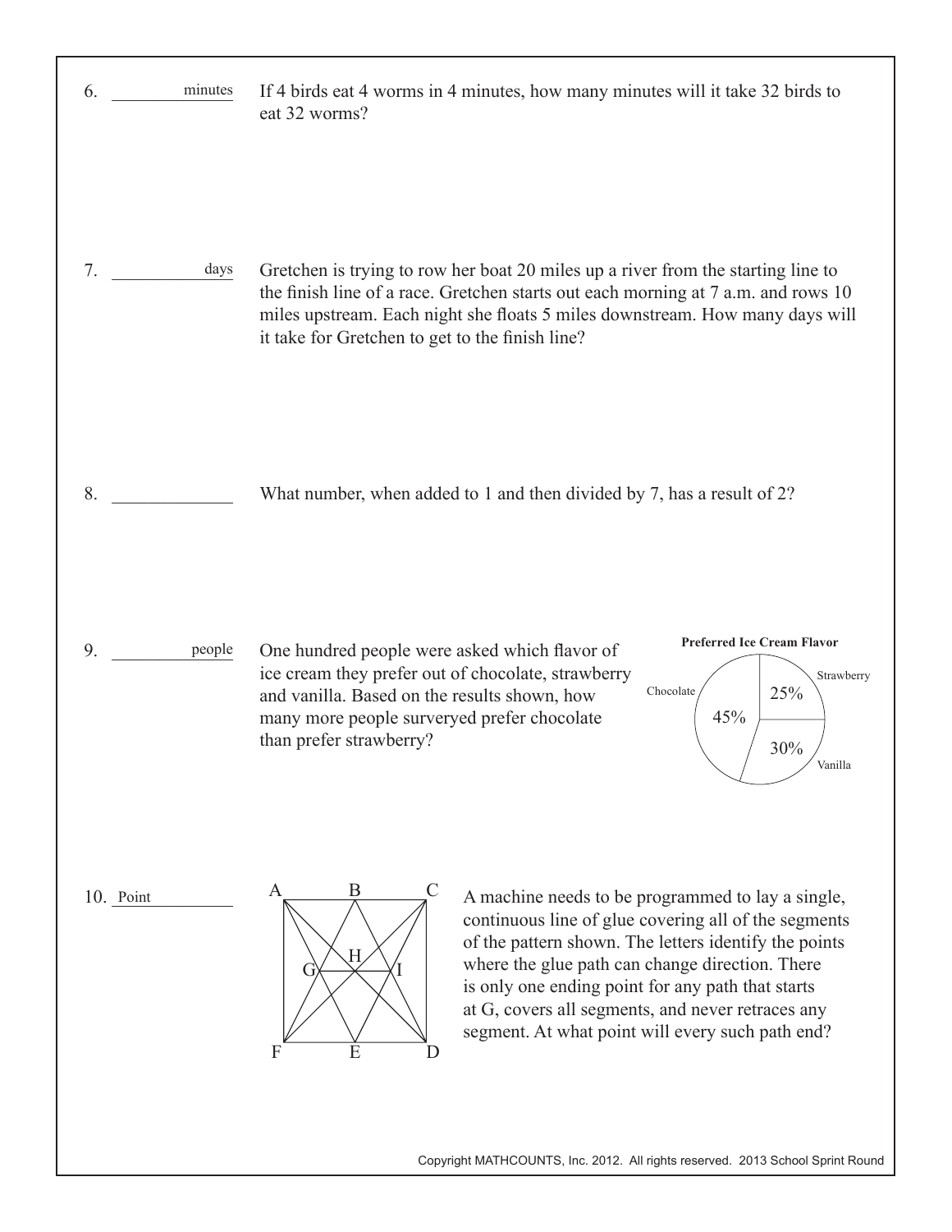6. __________ minutes

If 4 birds eat 4 worms in 4 minutes, how many minutes will it take 32 birds to eat 32 worms?

7. __________ days

Gretchen is trying to row her boat 20 miles up a river from the starting line to the finish line of a race. Gretchen starts out each morning at 7 a.m. and rows 10 miles upstream. Each night she floats 5 miles downstream. How many days will it take for Gretchen to get to the finish line?

8. __________

What number, when added to 1 and then divided by 7, has a result of 2?

9. __________ people

One hundred people were asked which flavor of ice cream they prefer out of chocolate, strawberry and vanilla. Based on the results shown, how many more people surveyed prefer chocolate than prefer strawberry?

**Preferred Ice Cream Flavor**

| Flavor | Percent |
| --- | --- |
| Chocolate | 45% |
| Strawberry | 25% |
| Vanilla | 30% |

10. Point __________

A machine needs to be programmed to lay a single, continuous line of glue covering all of the segments of the pattern shown. The letters identify the points where the glue path can change direction. There is only one ending point for any path that starts at G, covers all segments, and never retraces any segment. At what point will every such path end?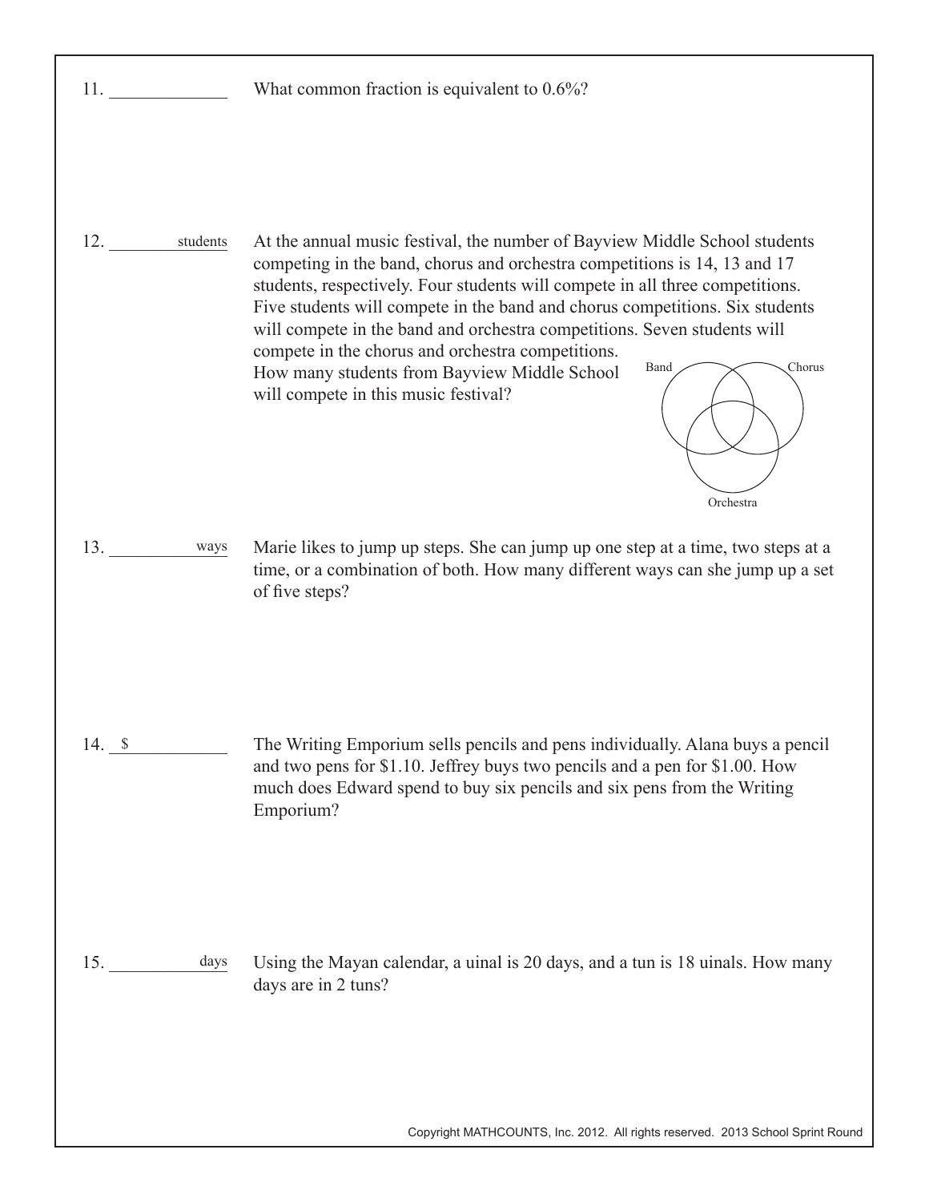11. ____________ What common fraction is equivalent to 0.6%?

12. ________ students At the annual music festival, the number of Bayview Middle School students competing in the band, chorus and orchestra competitions is 14, 13 and 17 students, respectively. Four students will compete in all three competitions. Five students will compete in the band and chorus competitions. Six students will compete in the band and orchestra competitions. Seven students will compete in the chorus and orchestra competitions. How many students from Bayview Middle School will compete in this music festival?

Band Chorus Orchestra

13. ________ ways Marie likes to jump up steps. She can jump up one step at a time, two steps at a time, or a combination of both. How many different ways can she jump up a set of five steps?

14. $ ____________ The Writing Emporium sells pencils and pens individually. Alana buys a pencil and two pens for $1.10. Jeffrey buys two pencils and a pen for $1.00. How much does Edward spend to buy six pencils and six pens from the Writing Emporium?

15. ________ days Using the Mayan calendar, a uinal is 20 days, and a tun is 18 uinals. How many days are in 2 tuns?

Copyright MATHCOUNTS, Inc. 2012. All rights reserved. 2013 School Sprint Round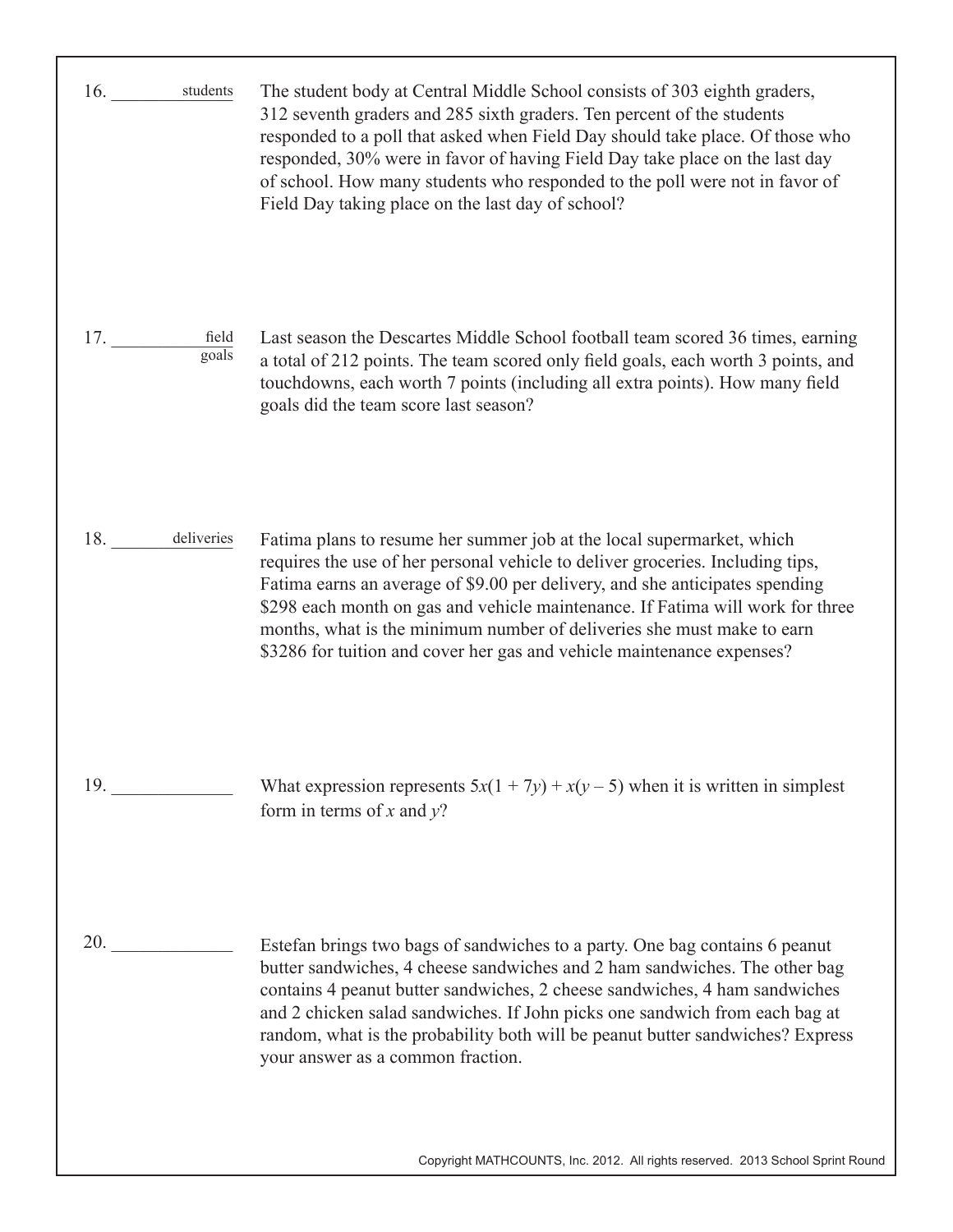16. ________ students

The student body at Central Middle School consists of 303 eighth graders, 312 seventh graders and 285 sixth graders. Ten percent of the students responded to a poll that asked when Field Day should take place. Of those who responded, 30% were in favor of having Field Day take place on the last day of school. How many students who responded to the poll were not in favor of Field Day taking place on the last day of school?

17. ________ field goals

Last season the Descartes Middle School football team scored 36 times, earning a total of 212 points. The team scored only field goals, each worth 3 points, and touchdowns, each worth 7 points (including all extra points). How many field goals did the team score last season?

18. ________ deliveries

Fatima plans to resume her summer job at the local supermarket, which requires the use of her personal vehicle to deliver groceries. Including tips, Fatima earns an average of $9.00 per delivery, and she anticipates spending $298 each month on gas and vehicle maintenance. If Fatima will work for three months, what is the minimum number of deliveries she must make to earn $3286 for tuition and cover her gas and vehicle maintenance expenses?

19. ________

What expression represents $5x(1 + 7y) + x(y - 5)$ when it is written in simplest form in terms of $x$ and $y$?

20. ________

Estefan brings two bags of sandwiches to a party. One bag contains 6 peanut butter sandwiches, 4 cheese sandwiches and 2 ham sandwiches. The other bag contains 4 peanut butter sandwiches, 2 cheese sandwiches, 4 ham sandwiches and 2 chicken salad sandwiches. If John picks one sandwich from each bag at random, what is the probability both will be peanut butter sandwiches? Express your answer as a common fraction.

Copyright MATHCOUNTS, Inc. 2012. All rights reserved. 2013 School Sprint Round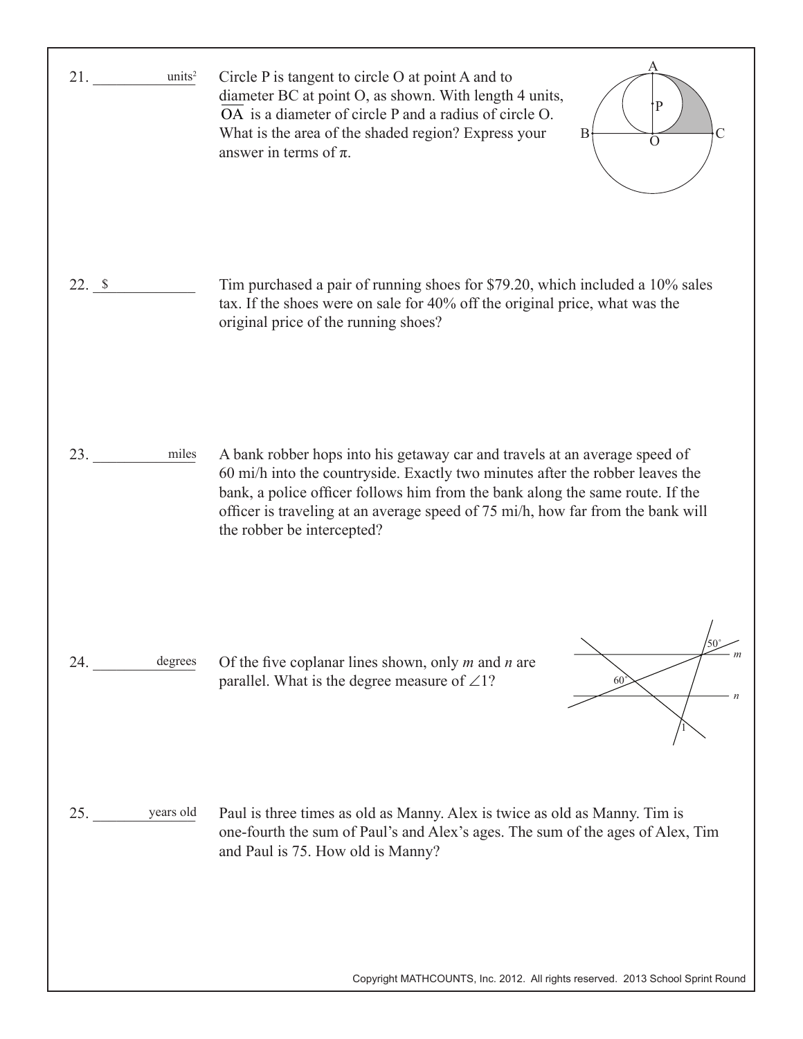21. ____________ units²

Circle P is tangent to circle O at point A and to diameter BC at point O, as shown. With length 4 units, $\overline{OA}$ is a diameter of circle P and a radius of circle O. What is the area of the shaded region? Express your answer in terms of π.

22. $____________

Tim purchased a pair of running shoes for $79.20, which included a 10% sales tax. If the shoes were on sale for 40% off the original price, what was the original price of the running shoes?

23. ____________ miles

A bank robber hops into his getaway car and travels at an average speed of 60 mi/h into the countryside. Exactly two minutes after the robber leaves the bank, a police officer follows him from the bank along the same route. If the officer is traveling at an average speed of 75 mi/h, how far from the bank will the robber be intercepted?

24. ____________ degrees

Of the five coplanar lines shown, only *m* and *n* are parallel. What is the degree measure of ∠1?

25. ____________ years old

Paul is three times as old as Manny. Alex is twice as old as Manny. Tim is one-fourth the sum of Paul's and Alex's ages. The sum of the ages of Alex, Tim and Paul is 75. How old is Manny?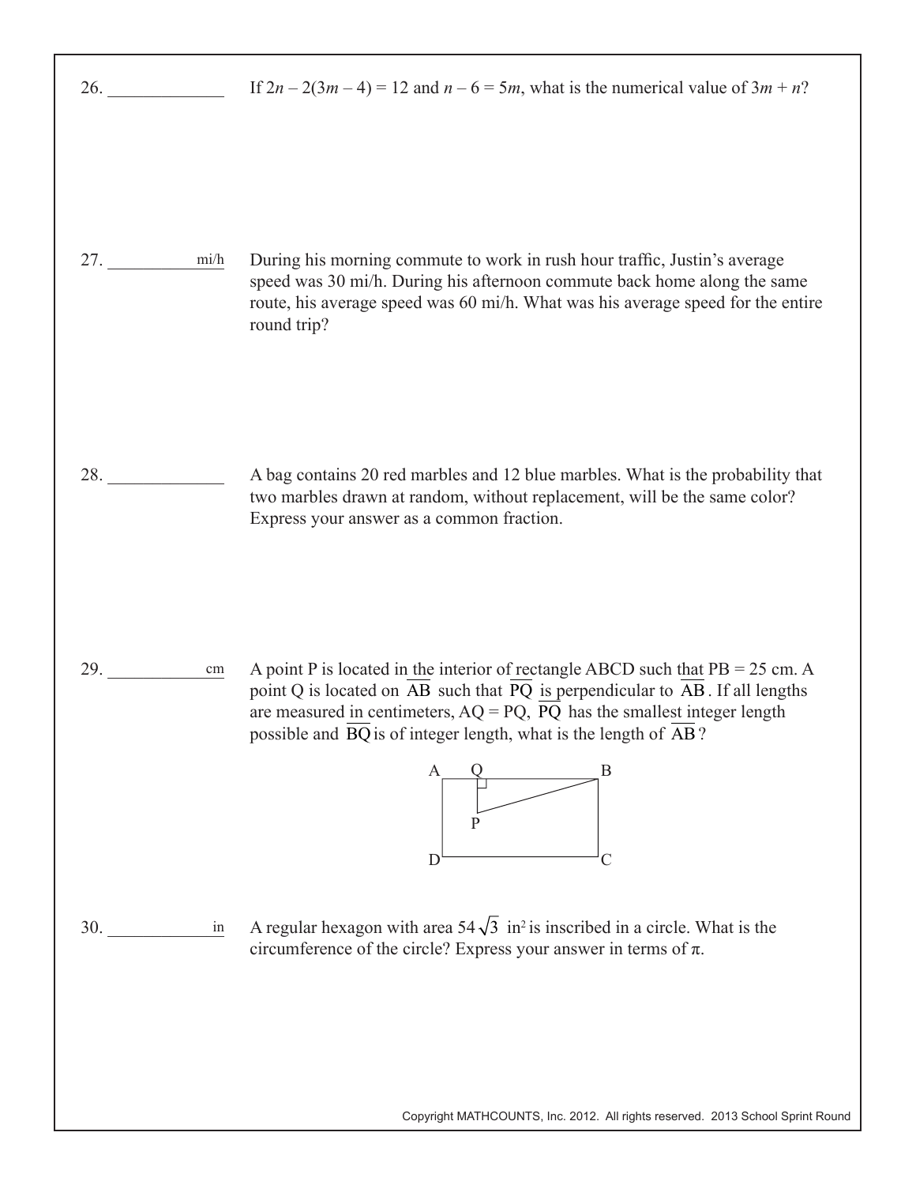26. _____________ If $2n - 2(3m - 4) = 12$ and $n - 6 = 5m$, what is the numerical value of $3m + n$?

27. ___________ mi/h During his morning commute to work in rush hour traffic, Justin's average speed was 30 mi/h. During his afternoon commute back home along the same route, his average speed was 60 mi/h. What was his average speed for the entire round trip?

28. _____________ A bag contains 20 red marbles and 12 blue marbles. What is the probability that two marbles drawn at random, without replacement, will be the same color? Express your answer as a common fraction.

29. ___________ cm A point P is located in the interior of rectangle ABCD such that PB = 25 cm. A point Q is located on $\overline{AB}$ such that $\overline{PQ}$ is perpendicular to $\overline{AB}$. If all lengths are measured in centimeters, AQ = PQ, $\overline{PQ}$ has the smallest integer length possible and $\overline{BQ}$ is of integer length, what is the length of $\overline{AB}$?

A Q B

P

D C

30. ___________ in A regular hexagon with area $54\sqrt{3}$ in$^2$ is inscribed in a circle. What is the circumference of the circle? Express your answer in terms of π.

Copyright MATHCOUNTS, Inc. 2012. All rights reserved. 2013 School Sprint Round